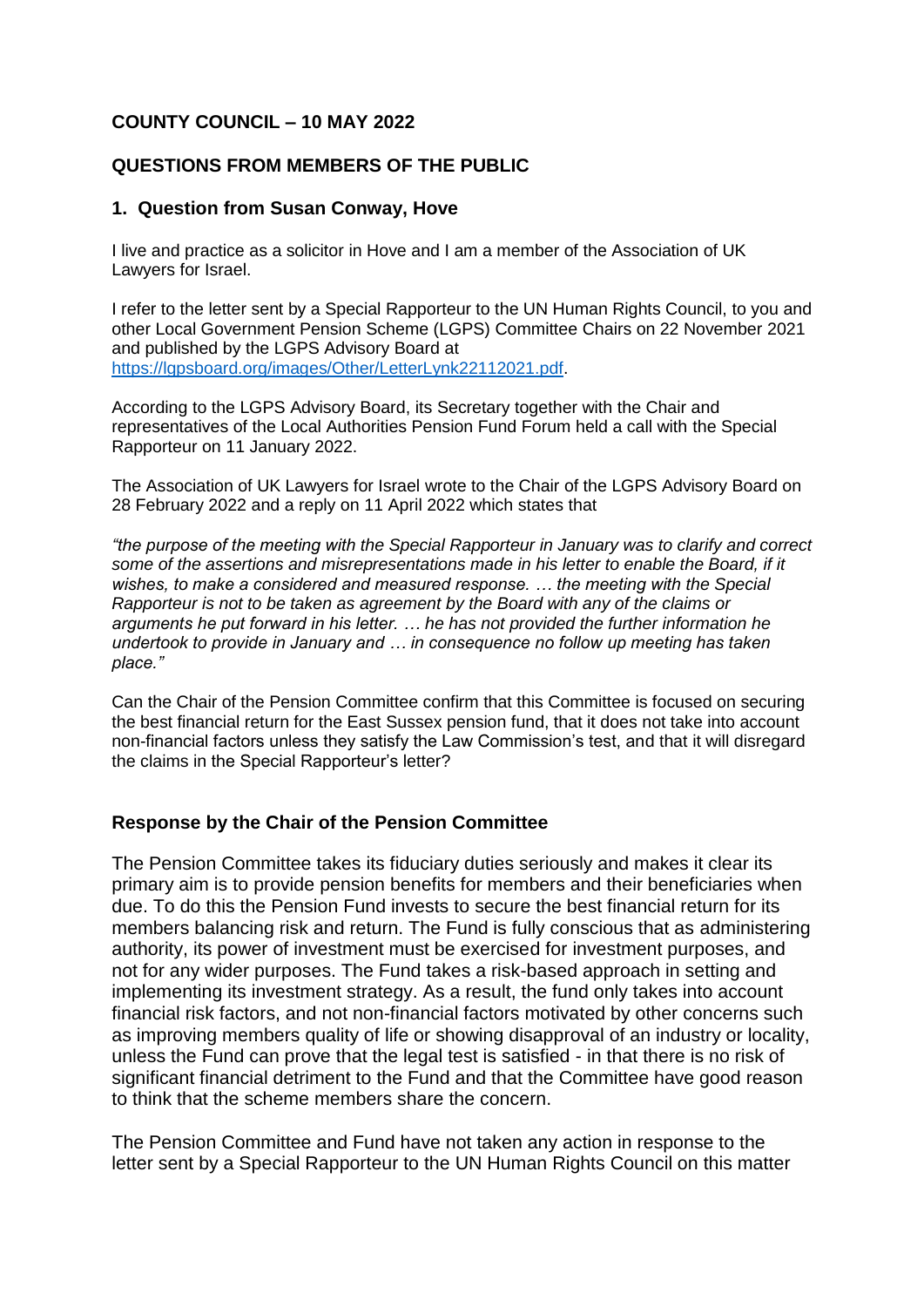**COUNTY COUNCIL – 10 MAY 2022**

**QUESTIONS FROM MEMBERS OF THE PUBLIC**

**1. Question from Susan Conway, Hove**

I live and practice as a solicitor in Hove and I am a member of the Association of UK Lawyers for Israel.

I refer to the letter sent by a Special Rapporteur to the UN Human Rights Council, to you and other Local Government Pension Scheme (LGPS) Committee Chairs on 22 November 2021 and published by the LGPS Advisory Board at https://lgpsboard.org/images/Other/LetterLynk22112021.pdf.

According to the LGPS Advisory Board, its Secretary together with the Chair and representatives of the Local Authorities Pension Fund Forum held a call with the Special Rapporteur on 11 January 2022.

The Association of UK Lawyers for Israel wrote to the Chair of the LGPS Advisory Board on 28 February 2022 and a reply on 11 April 2022 which states that

*"the purpose of the meeting with the Special Rapporteur in January was to clarify and correct some of the assertions and misrepresentations made in his letter to enable the Board, if it wishes, to make a considered and measured response. … the meeting with the Special Rapporteur is not to be taken as agreement by the Board with any of the claims or arguments he put forward in his letter. … he has not provided the further information he undertook to provide in January and … in consequence no follow up meeting has taken place."*

Can the Chair of the Pension Committee confirm that this Committee is focused on securing the best financial return for the East Sussex pension fund, that it does not take into account non-financial factors unless they satisfy the Law Commission's test, and that it will disregard the claims in the Special Rapporteur's letter?

**Response by the Chair of the Pension Committee**

The Pension Committee takes its fiduciary duties seriously and makes it clear its primary aim is to provide pension benefits for members and their beneficiaries when due. To do this the Pension Fund invests to secure the best financial return for its members balancing risk and return. The Fund is fully conscious that as administering authority, its power of investment must be exercised for investment purposes, and not for any wider purposes. The Fund takes a risk-based approach in setting and implementing its investment strategy. As a result, the fund only takes into account financial risk factors, and not non-financial factors motivated by other concerns such as improving members quality of life or showing disapproval of an industry or locality, unless the Fund can prove that the legal test is satisfied - in that there is no risk of significant financial detriment to the Fund and that the Committee have good reason to think that the scheme members share the concern.

The Pension Committee and Fund have not taken any action in response to the letter sent by a Special Rapporteur to the UN Human Rights Council on this matter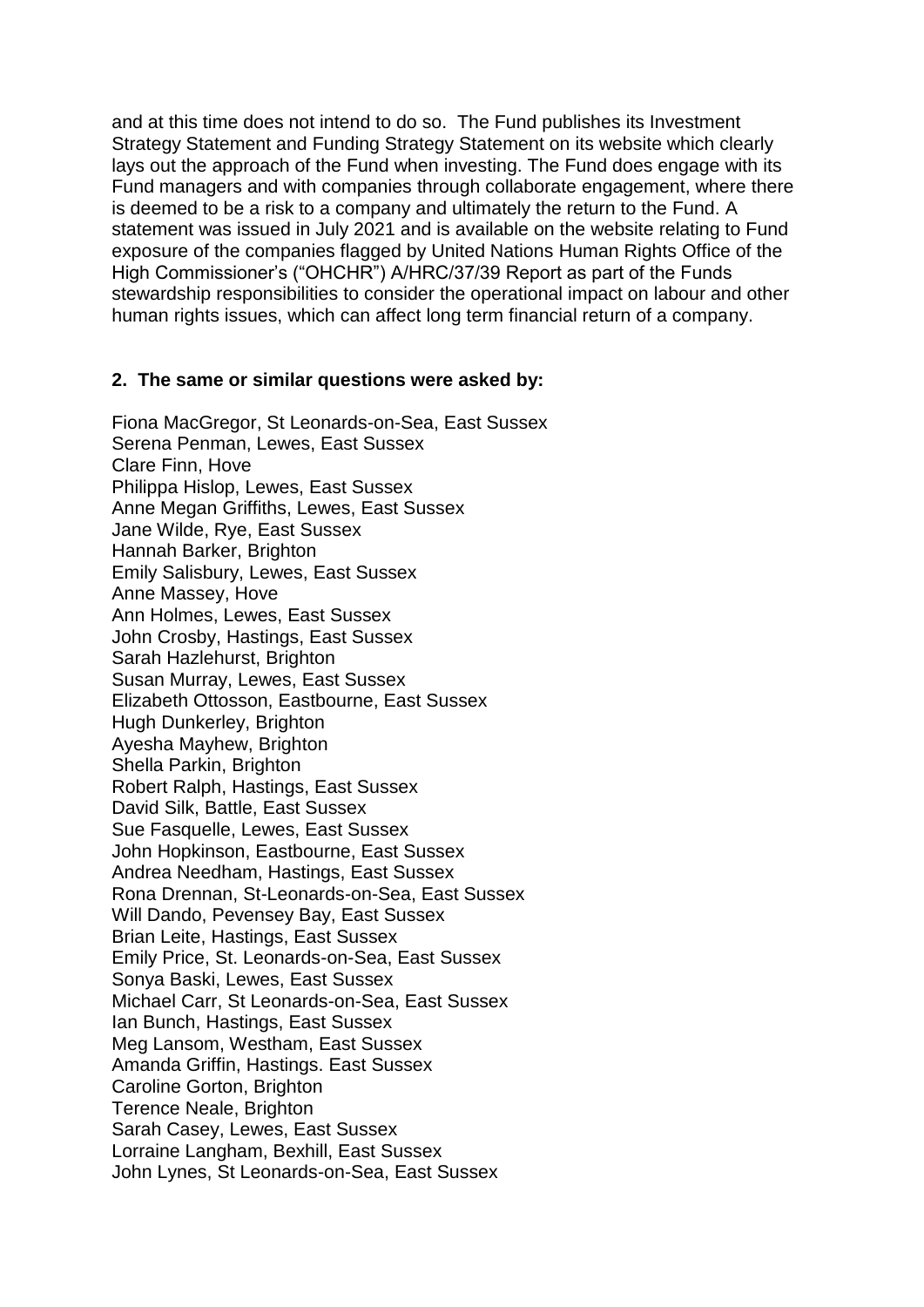and at this time does not intend to do so. The Fund publishes its Investment Strategy Statement and Funding Strategy Statement on its website which clearly lays out the approach of the Fund when investing. The Fund does engage with its Fund managers and with companies through collaborate engagement, where there is deemed to be a risk to a company and ultimately the return to the Fund. A statement was issued in July 2021 and is available on the website relating to Fund exposure of the companies flagged by United Nations Human Rights Office of the High Commissioner's ("OHCHR") A/HRC/37/39 Report as part of the Funds stewardship responsibilities to consider the operational impact on labour and other human rights issues, which can affect long term financial return of a company.

**2. The same or similar questions were asked by:**

Fiona MacGregor, St Leonards-on-Sea, East Sussex
Serena Penman, Lewes, East Sussex
Clare Finn, Hove
Philippa Hislop, Lewes, East Sussex
Anne Megan Griffiths, Lewes, East Sussex
Jane Wilde, Rye, East Sussex
Hannah Barker, Brighton
Emily Salisbury, Lewes, East Sussex
Anne Massey, Hove
Ann Holmes, Lewes, East Sussex
John Crosby, Hastings, East Sussex
Sarah Hazlehurst, Brighton
Susan Murray, Lewes, East Sussex
Elizabeth Ottosson, Eastbourne, East Sussex
Hugh Dunkerley, Brighton
Ayesha Mayhew, Brighton
Shella Parkin, Brighton
Robert Ralph, Hastings, East Sussex
David Silk, Battle, East Sussex
Sue Fasquelle, Lewes, East Sussex
John Hopkinson, Eastbourne, East Sussex
Andrea Needham, Hastings, East Sussex
Rona Drennan, St-Leonards-on-Sea, East Sussex
Will Dando, Pevensey Bay, East Sussex
Brian Leite, Hastings, East Sussex
Emily Price, St. Leonards-on-Sea, East Sussex
Sonya Baski, Lewes, East Sussex
Michael Carr, St Leonards-on-Sea, East Sussex
Ian Bunch, Hastings, East Sussex
Meg Lansom, Westham, East Sussex
Amanda Griffin, Hastings. East Sussex
Caroline Gorton, Brighton
Terence Neale, Brighton
Sarah Casey, Lewes, East Sussex
Lorraine Langham, Bexhill, East Sussex
John Lynes, St Leonards-on-Sea, East Sussex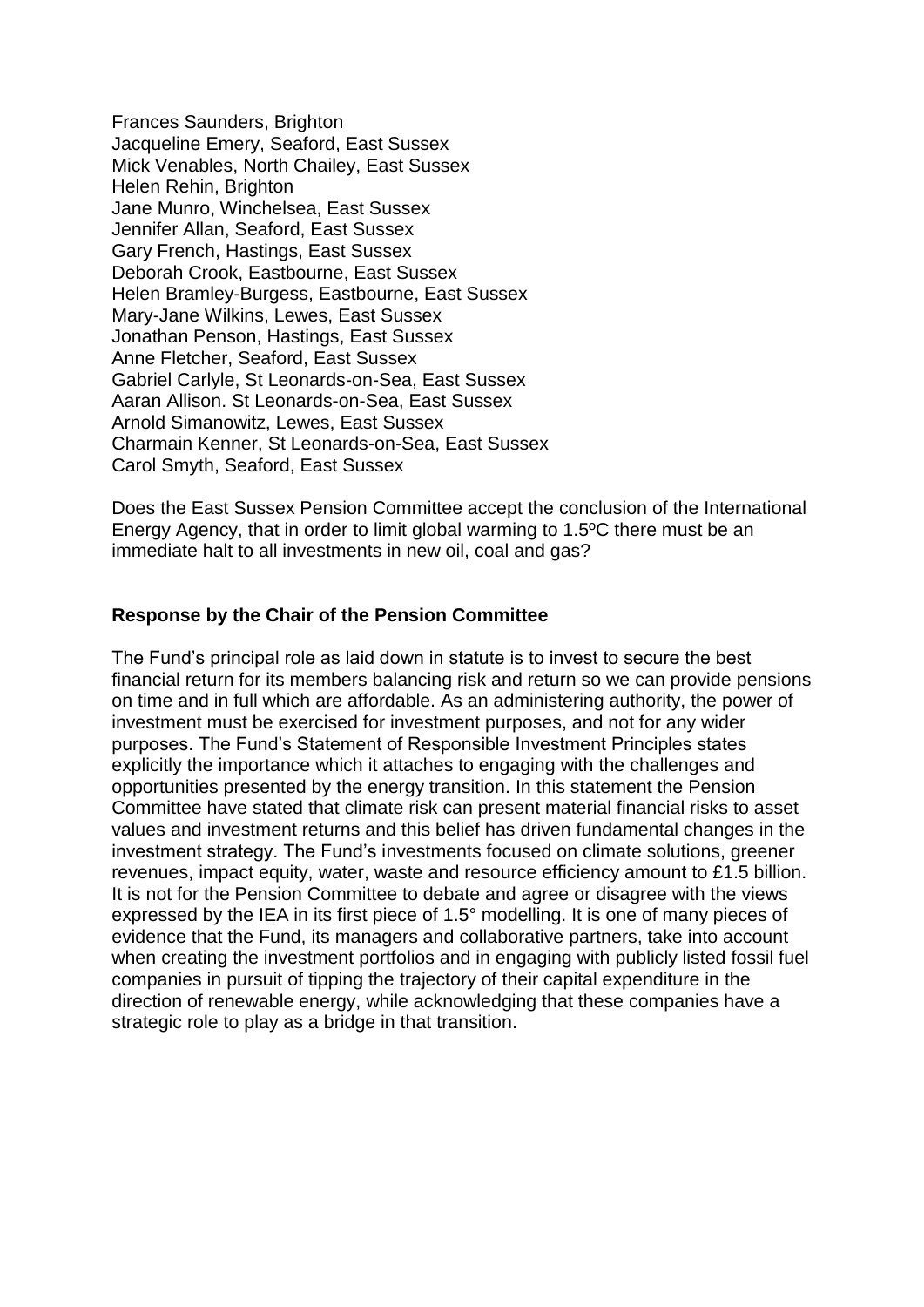Frances Saunders, Brighton
Jacqueline Emery, Seaford, East Sussex
Mick Venables, North Chailey, East Sussex
Helen Rehin, Brighton
Jane Munro, Winchelsea, East Sussex
Jennifer Allan, Seaford, East Sussex
Gary French, Hastings, East Sussex
Deborah Crook, Eastbourne, East Sussex
Helen Bramley-Burgess, Eastbourne, East Sussex
Mary-Jane Wilkins, Lewes, East Sussex
Jonathan Penson, Hastings, East Sussex
Anne Fletcher, Seaford, East Sussex
Gabriel Carlyle, St Leonards-on-Sea, East Sussex
Aaran Allison. St Leonards-on-Sea, East Sussex
Arnold Simanowitz, Lewes, East Sussex
Charmain Kenner, St Leonards-on-Sea, East Sussex
Carol Smyth, Seaford, East Sussex

Does the East Sussex Pension Committee accept the conclusion of the International Energy Agency, that in order to limit global warming to 1.5ºC there must be an immediate halt to all investments in new oil, coal and gas?

**Response by the Chair of the Pension Committee**

The Fund's principal role as laid down in statute is to invest to secure the best financial return for its members balancing risk and return so we can provide pensions on time and in full which are affordable. As an administering authority, the power of investment must be exercised for investment purposes, and not for any wider purposes. The Fund's Statement of Responsible Investment Principles states explicitly the importance which it attaches to engaging with the challenges and opportunities presented by the energy transition. In this statement the Pension Committee have stated that climate risk can present material financial risks to asset values and investment returns and this belief has driven fundamental changes in the investment strategy. The Fund's investments focused on climate solutions, greener revenues, impact equity, water, waste and resource efficiency amount to £1.5 billion. It is not for the Pension Committee to debate and agree or disagree with the views expressed by the IEA in its first piece of 1.5° modelling. It is one of many pieces of evidence that the Fund, its managers and collaborative partners, take into account when creating the investment portfolios and in engaging with publicly listed fossil fuel companies in pursuit of tipping the trajectory of their capital expenditure in the direction of renewable energy, while acknowledging that these companies have a strategic role to play as a bridge in that transition.